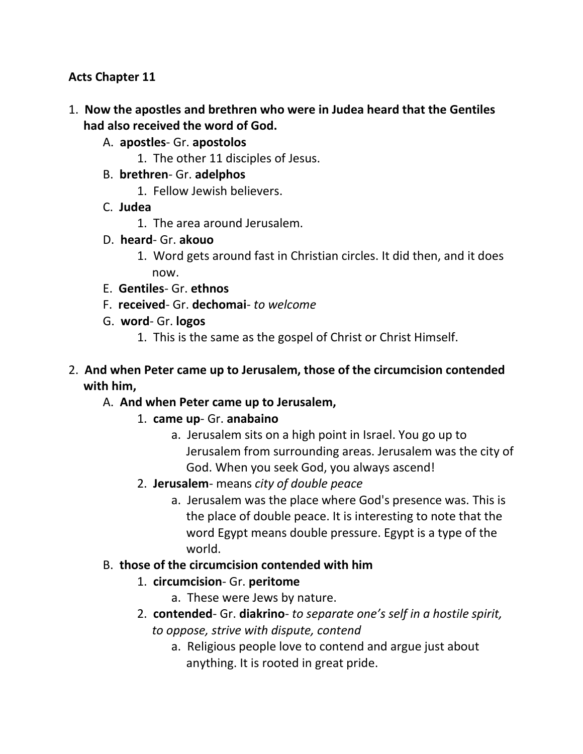**Acts Chapter 11**

1. **Now the apostles and brethren who were in Judea heard that the Gentiles had also received the word of God.**
    A. **apostles**- Gr. **apostolos**
        1. The other 11 disciples of Jesus.
    B. **brethren**- Gr. **adelphos**
        1. Fellow Jewish believers.
    C. **Judea**
        1. The area around Jerusalem.
    D. **heard**- Gr. **akouo**
        1. Word gets around fast in Christian circles. It did then, and it does now.
    E. **Gentiles**- Gr. **ethnos**
    F. **received**- Gr. **dechomai**- *to welcome*
    G. **word**- Gr. **logos**
        1. This is the same as the gospel of Christ or Christ Himself.

2. **And when Peter came up to Jerusalem, those of the circumcision contended with him,**
    A. **And when Peter came up to Jerusalem,**
        1. **came up**- Gr. **anabaino**
            a. Jerusalem sits on a high point in Israel. You go up to Jerusalem from surrounding areas. Jerusalem was the city of God. When you seek God, you always ascend!
        2. **Jerusalem**- means *city of double peace*
            a. Jerusalem was the place where God's presence was. This is the place of double peace. It is interesting to note that the word Egypt means double pressure. Egypt is a type of the world.
    B. **those of the circumcision contended with him**
        1. **circumcision**- Gr. **peritome**
            a. These were Jews by nature.
        2. **contended**- Gr. **diakrino**- *to separate one's self in a hostile spirit, to oppose, strive with dispute, contend*
            a. Religious people love to contend and argue just about anything. It is rooted in great pride.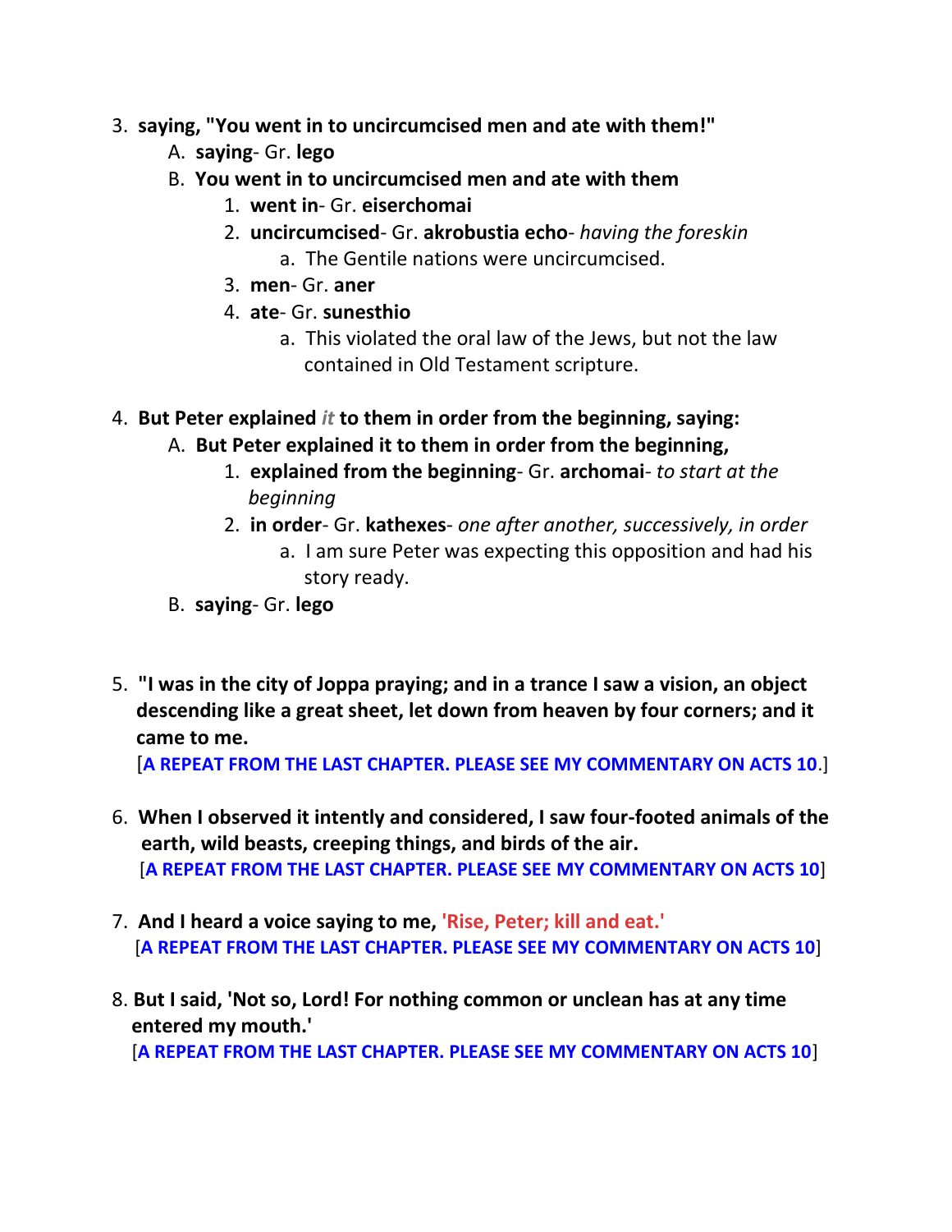3. **saying, "You went in to uncircumcised men and ate with them!"**
    - A. **saying**- Gr. **lego**
    - B. **You went in to uncircumcised men and ate with them**
        1. **went in**- Gr. **eiserchomai**
        2. **uncircumcised**- Gr. **akrobustia echo**- *having the foreskin*
            - a. The Gentile nations were uncircumcised.
        3. **men**- Gr. **aner**
        4. **ate**- Gr. **sunesthio**
            - a. This violated the oral law of the Jews, but not the law contained in Old Testament scripture.

4. **But Peter explained *it* to them in order from the beginning, saying:**
    - A. **But Peter explained it to them in order from the beginning,**
        1. **explained from the beginning**- Gr. **archomai**- *to start at the beginning*
        2. **in order**- Gr. **kathexes**- *one after another, successively, in order*
            - a. I am sure Peter was expecting this opposition and had his story ready.
    - B. **saying**- Gr. **lego**

5. **"I was in the city of Joppa praying; and in a trance I saw a vision, an object descending like a great sheet, let down from heaven by four corners; and it came to me.**
   [**A REPEAT FROM THE LAST CHAPTER. PLEASE SEE MY COMMENTARY ON ACTS 10**.]

6. **When I observed it intently and considered, I saw four-footed animals of the earth, wild beasts, creeping things, and birds of the air.**
   [**A REPEAT FROM THE LAST CHAPTER. PLEASE SEE MY COMMENTARY ON ACTS 10**]

7. **And I heard a voice saying to me, 'Rise, Peter; kill and eat.'**
   [**A REPEAT FROM THE LAST CHAPTER. PLEASE SEE MY COMMENTARY ON ACTS 10**]

8. **But I said, 'Not so, Lord! For nothing common or unclean has at any time entered my mouth.'**
   [**A REPEAT FROM THE LAST CHAPTER. PLEASE SEE MY COMMENTARY ON ACTS 10**]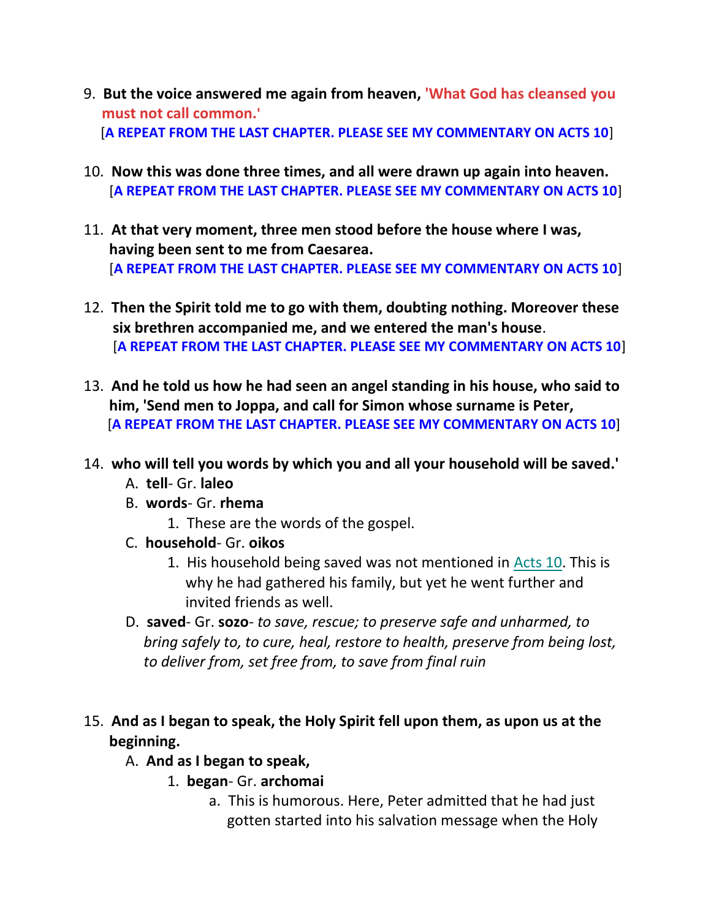9. **But the voice answered me again from heaven, 'What God has cleansed you must not call common.'**
   [**A REPEAT FROM THE LAST CHAPTER. PLEASE SEE MY COMMENTARY ON ACTS 10**]

10. **Now this was done three times, and all were drawn up again into heaven.**
    [**A REPEAT FROM THE LAST CHAPTER. PLEASE SEE MY COMMENTARY ON ACTS 10**]

11. **At that very moment, three men stood before the house where I was, having been sent to me from Caesarea.**
    [**A REPEAT FROM THE LAST CHAPTER. PLEASE SEE MY COMMENTARY ON ACTS 10**]

12. **Then the Spirit told me to go with them, doubting nothing. Moreover these six brethren accompanied me, and we entered the man's house**.
    [**A REPEAT FROM THE LAST CHAPTER. PLEASE SEE MY COMMENTARY ON ACTS 10**]

13. **And he told us how he had seen an angel standing in his house, who said to him, 'Send men to Joppa, and call for Simon whose surname is Peter,**
    [**A REPEAT FROM THE LAST CHAPTER. PLEASE SEE MY COMMENTARY ON ACTS 10**]

14. **who will tell you words by which you and all your household will be saved.'**
    A. **tell**- Gr. **laleo**
    B. **words**- Gr. **rhema**
       1. These are the words of the gospel.
    C. **household**- Gr. **oikos**
       1. His household being saved was not mentioned in Acts 10. This is why he had gathered his family, but yet he went further and invited friends as well.
    D. **saved**- Gr. **sozo**- *to save, rescue; to preserve safe and unharmed, to bring safely to, to cure, heal, restore to health, preserve from being lost, to deliver from, set free from, to save from final ruin*

15. **And as I began to speak, the Holy Spirit fell upon them, as upon us at the beginning.**
    A. **And as I began to speak,**
       1. **began**- Gr. **archomai**
          a. This is humorous. Here, Peter admitted that he had just gotten started into his salvation message when the Holy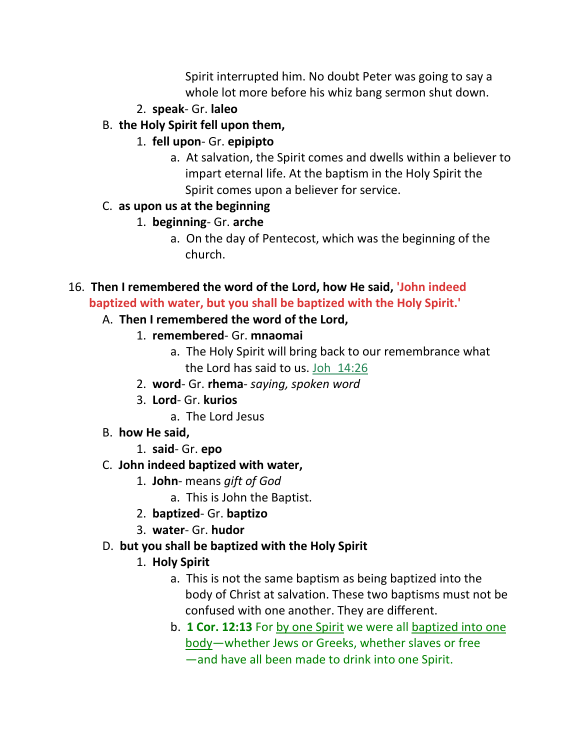Spirit interrupted him. No doubt Peter was going to say a whole lot more before his whiz bang sermon shut down.

2. **speak**- Gr. **laleo**

B. **the Holy Spirit fell upon them,**

1. **fell upon**- Gr. **epipipto**
   a. At salvation, the Spirit comes and dwells within a believer to impart eternal life. At the baptism in the Holy Spirit the Spirit comes upon a believer for service.

C. **as upon us at the beginning**

1. **beginning**- Gr. **arche**
   a. On the day of Pentecost, which was the beginning of the church.

16. **Then I remembered the word of the Lord, how He said, 'John indeed baptized with water, but you shall be baptized with the Holy Spirit.'**

A. **Then I remembered the word of the Lord,**

1. **remembered**- Gr. **mnaomai**
   a. The Holy Spirit will bring back to our remembrance what the Lord has said to us. Joh 14:26
2. **word**- Gr. **rhema**- *saying, spoken word*
3. **Lord**- Gr. **kurios**
   a. The Lord Jesus

B. **how He said,**

1. **said**- Gr. **epo**

C. **John indeed baptized with water,**

1. **John**- means *gift of God*
   a. This is John the Baptist.
2. **baptized**- Gr. **baptizo**
3. **water**- Gr. **hudor**

D. **but you shall be baptized with the Holy Spirit**

1. **Holy Spirit**
   a. This is not the same baptism as being baptized into the body of Christ at salvation. These two baptisms must not be confused with one another. They are different.
   b. **1 Cor. 12:13** For by one Spirit we were all baptized into one body—whether Jews or Greeks, whether slaves or free—and have all been made to drink into one Spirit.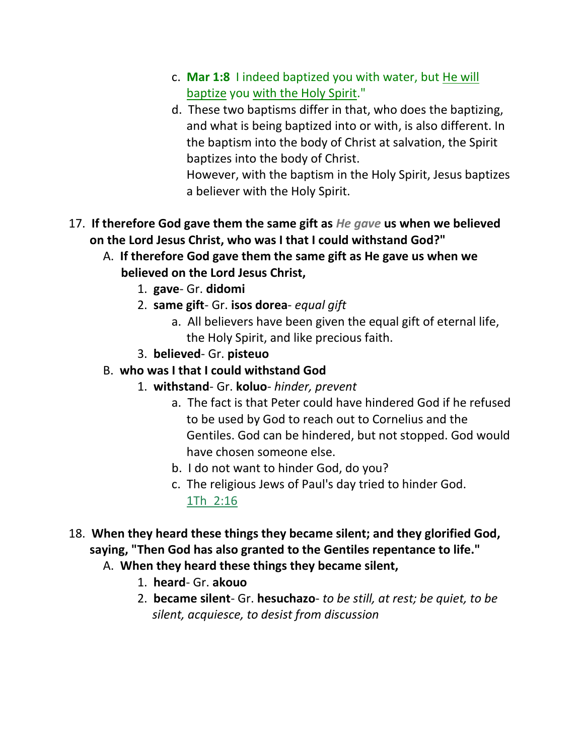c. **Mar 1:8** I indeed baptized you with water, but He will baptize you with the Holy Spirit."

d. These two baptisms differ in that, who does the baptizing, and what is being baptized into or with, is also different. In the baptism into the body of Christ at salvation, the Spirit baptizes into the body of Christ.
However, with the baptism in the Holy Spirit, Jesus baptizes a believer with the Holy Spirit.

17. **If therefore God gave them the same gift as *He gave* us when we believed on the Lord Jesus Christ, who was I that I could withstand God?"**

   A. **If therefore God gave them the same gift as He gave us when we believed on the Lord Jesus Christ,**

      1. **gave**- Gr. **didomi**
      2. **same gift**- Gr. **isos dorea**- *equal gift*
         a. All believers have been given the equal gift of eternal life, the Holy Spirit, and like precious faith.
      3. **believed**- Gr. **pisteuo**

   B. **who was I that I could withstand God**

      1. **withstand**- Gr. **koluo**- *hinder, prevent*
         a. The fact is that Peter could have hindered God if he refused to be used by God to reach out to Cornelius and the Gentiles. God can be hindered, but not stopped. God would have chosen someone else.
         b. I do not want to hinder God, do you?
         c. The religious Jews of Paul's day tried to hinder God. 1Th 2:16

18. **When they heard these things they became silent; and they glorified God, saying, "Then God has also granted to the Gentiles repentance to life."**

   A. **When they heard these things they became silent,**

      1. **heard**- Gr. **akouo**
      2. **became silent**- Gr. **hesuchazo**- *to be still, at rest; be quiet, to be silent, acquiesce, to desist from discussion*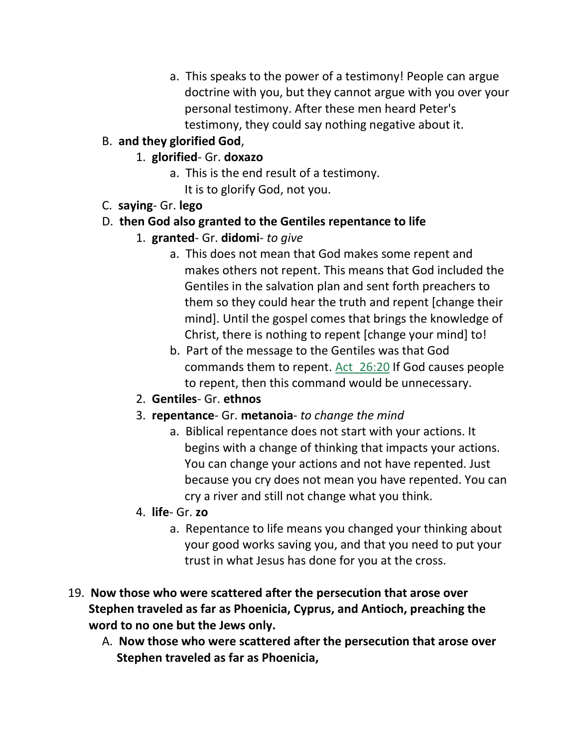a. This speaks to the power of a testimony! People can argue doctrine with you, but they cannot argue with you over your personal testimony. After these men heard Peter's testimony, they could say nothing negative about it.

B. **and they glorified God**,

1. **glorified**- Gr. **doxazo**

a. This is the end result of a testimony. It is to glorify God, not you.

C. **saying**- Gr. **lego**

D. **then God also granted to the Gentiles repentance to life**

1. **granted**- Gr. **didomi**- *to give*

a. This does not mean that God makes some repent and makes others not repent. This means that God included the Gentiles in the salvation plan and sent forth preachers to them so they could hear the truth and repent [change their mind]. Until the gospel comes that brings the knowledge of Christ, there is nothing to repent [change your mind] to!

b. Part of the message to the Gentiles was that God commands them to repent. Act 26:20 If God causes people to repent, then this command would be unnecessary.

2. **Gentiles**- Gr. **ethnos**

3. **repentance**- Gr. **metanoia**- *to change the mind*

a. Biblical repentance does not start with your actions. It begins with a change of thinking that impacts your actions. You can change your actions and not have repented. Just because you cry does not mean you have repented. You can cry a river and still not change what you think.

4. **life**- Gr. **zo**

a. Repentance to life means you changed your thinking about your good works saving you, and that you need to put your trust in what Jesus has done for you at the cross.

19. **Now those who were scattered after the persecution that arose over Stephen traveled as far as Phoenicia, Cyprus, and Antioch, preaching the word to no one but the Jews only.**

A. **Now those who were scattered after the persecution that arose over Stephen traveled as far as Phoenicia,**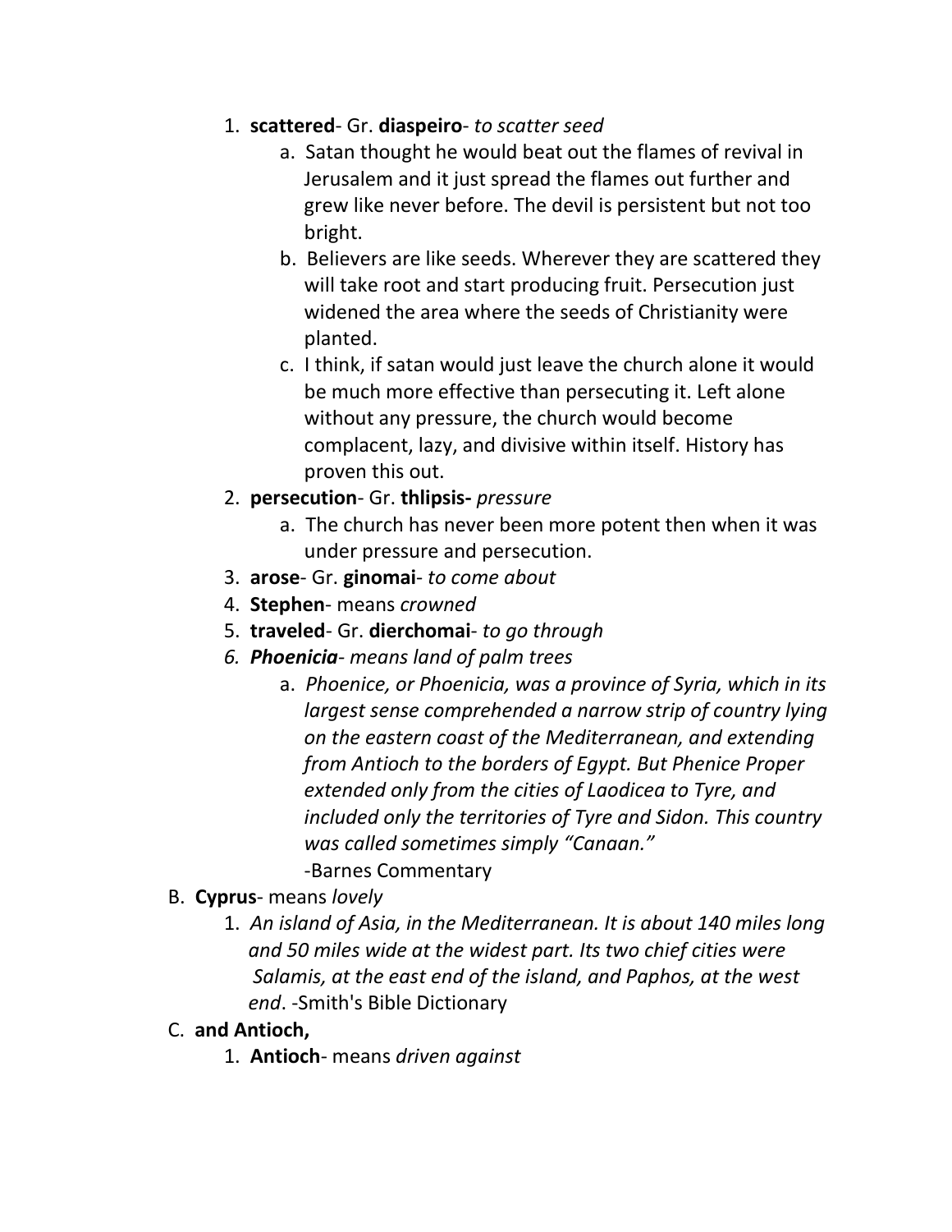1. **scattered**- Gr. **diaspeiro**- *to scatter seed*
    a. Satan thought he would beat out the flames of revival in Jerusalem and it just spread the flames out further and grew like never before. The devil is persistent but not too bright.
    b. Believers are like seeds. Wherever they are scattered they will take root and start producing fruit. Persecution just widened the area where the seeds of Christianity were planted.
    c. I think, if satan would just leave the church alone it would be much more effective than persecuting it. Left alone without any pressure, the church would become complacent, lazy, and divisive within itself. History has proven this out.
2. **persecution**- Gr. **thlipsis-** *pressure*
    a. The church has never been more potent then when it was under pressure and persecution.
3. **arose**- Gr. **ginomai**- *to come about*
4. **Stephen**- means *crowned*
5. **traveled**- Gr. **dierchomai**- *to go through*
6. ***Phoenicia****- means land of palm trees*
    a. *Phoenice, or Phoenicia, was a province of Syria, which in its largest sense comprehended a narrow strip of country lying on the eastern coast of the Mediterranean, and extending from Antioch to the borders of Egypt. But Phenice Proper extended only from the cities of Laodicea to Tyre, and included only the territories of Tyre and Sidon. This country was called sometimes simply "Canaan."*
    -Barnes Commentary

B. **Cyprus**- means *lovely*
1. *An island of Asia, in the Mediterranean. It is about 140 miles long and 50 miles wide at the widest part. Its two chief cities were Salamis, at the east end of the island, and Paphos, at the west end*. -Smith's Bible Dictionary

C. **and Antioch,**
1. **Antioch**- means *driven against*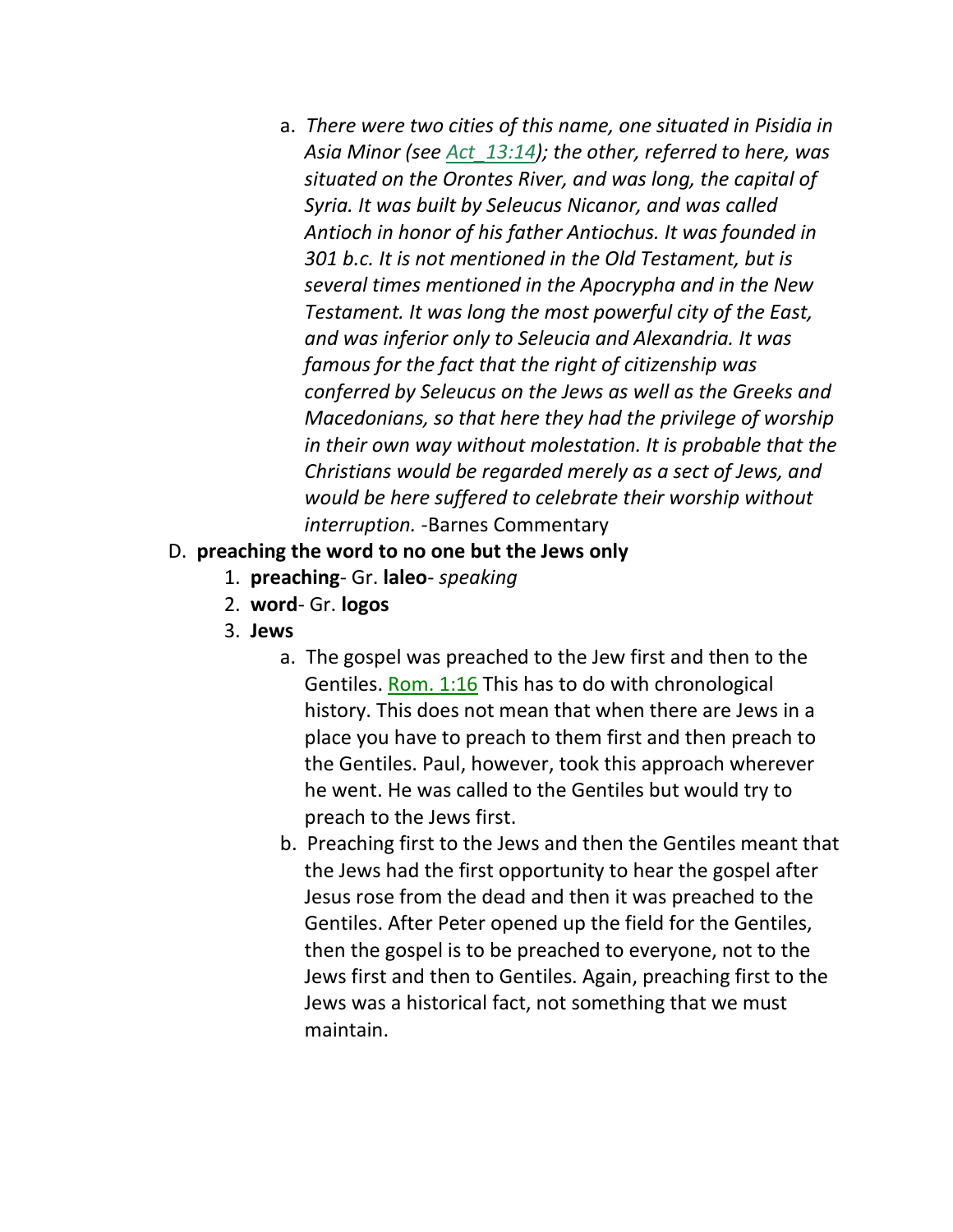a. *There were two cities of this name, one situated in Pisidia in Asia Minor (see Act_13:14); the other, referred to here, was situated on the Orontes River, and was long, the capital of Syria. It was built by Seleucus Nicanor, and was called Antioch in honor of his father Antiochus. It was founded in 301 b.c. It is not mentioned in the Old Testament, but is several times mentioned in the Apocrypha and in the New Testament. It was long the most powerful city of the East, and was inferior only to Seleucia and Alexandria. It was famous for the fact that the right of citizenship was conferred by Seleucus on the Jews as well as the Greeks and Macedonians, so that here they had the privilege of worship in their own way without molestation. It is probable that the Christians would be regarded merely as a sect of Jews, and would be here suffered to celebrate their worship without interruption.* -Barnes Commentary

D. **preaching the word to no one but the Jews only**
   1. **preaching**- Gr. **laleo**- *speaking*
   2. **word**- Gr. **logos**
   3. **Jews**
      a. The gospel was preached to the Jew first and then to the Gentiles. Rom. 1:16 This has to do with chronological history. This does not mean that when there are Jews in a place you have to preach to them first and then preach to the Gentiles. Paul, however, took this approach wherever he went. He was called to the Gentiles but would try to preach to the Jews first.
      b. Preaching first to the Jews and then the Gentiles meant that the Jews had the first opportunity to hear the gospel after Jesus rose from the dead and then it was preached to the Gentiles. After Peter opened up the field for the Gentiles, then the gospel is to be preached to everyone, not to the Jews first and then to Gentiles. Again, preaching first to the Jews was a historical fact, not something that we must maintain.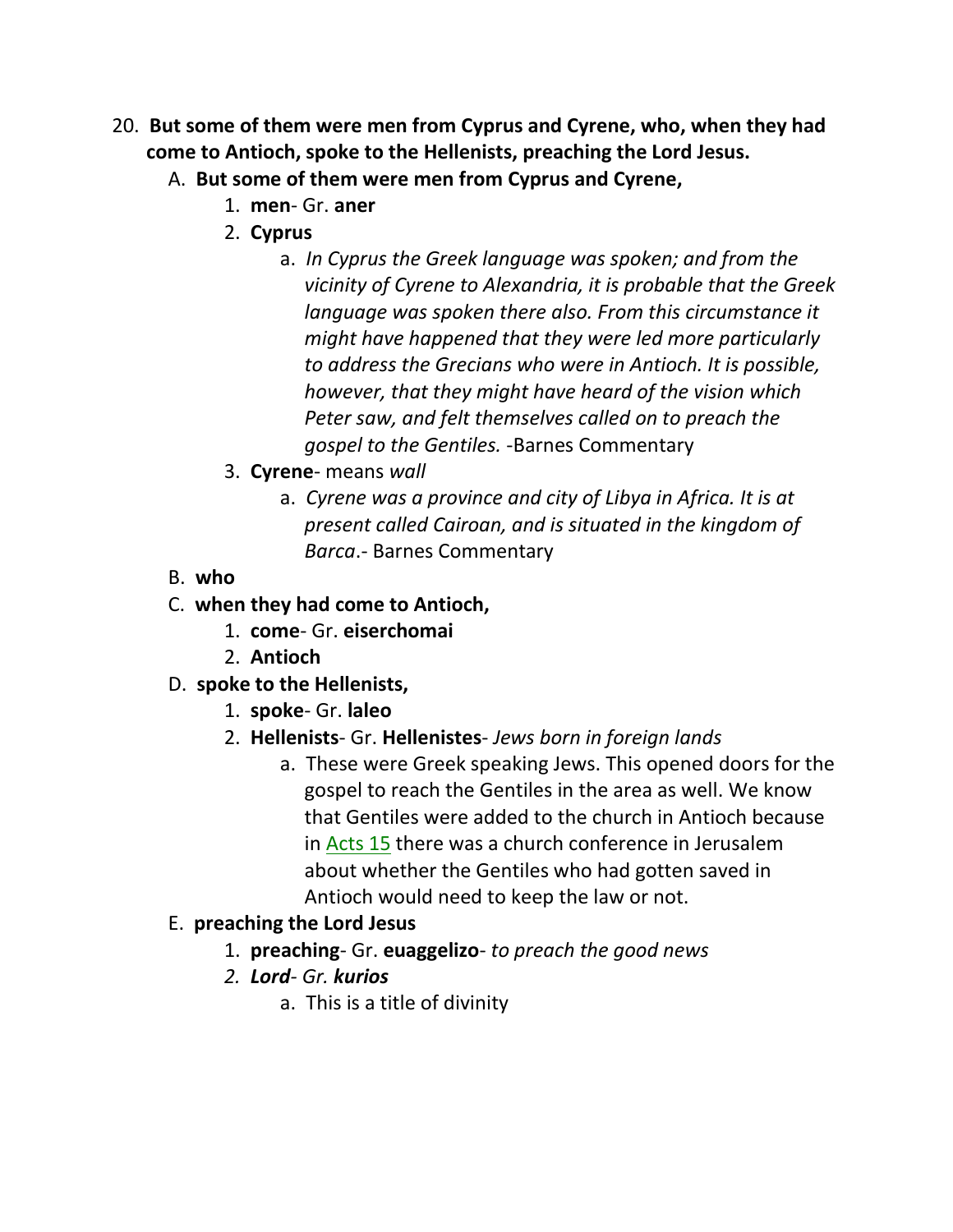20. **But some of them were men from Cyprus and Cyrene, who, when they had come to Antioch, spoke to the Hellenists, preaching the Lord Jesus.**

   A. **But some of them were men from Cyprus and Cyrene,**

      1. **men**- Gr. **aner**
      2. **Cyprus**
         a. *In Cyprus the Greek language was spoken; and from the vicinity of Cyrene to Alexandria, it is probable that the Greek language was spoken there also. From this circumstance it might have happened that they were led more particularly to address the Grecians who were in Antioch. It is possible, however, that they might have heard of the vision which Peter saw, and felt themselves called on to preach the gospel to the Gentiles.* -Barnes Commentary
      3. **Cyrene**- means *wall*
         a. *Cyrene was a province and city of Libya in Africa. It is at present called Cairoan, and is situated in the kingdom of Barca*.- Barnes Commentary

   B. **who**

   C. **when they had come to Antioch,**

      1. **come**- Gr. **eiserchomai**
      2. **Antioch**

   D. **spoke to the Hellenists,**

      1. **spoke**- Gr. **laleo**
      2. **Hellenists**- Gr. **Hellenistes**- *Jews born in foreign lands*
         a. These were Greek speaking Jews. This opened doors for the gospel to reach the Gentiles in the area as well. We know that Gentiles were added to the church in Antioch because in Acts 15 there was a church conference in Jerusalem about whether the Gentiles who had gotten saved in Antioch would need to keep the law or not.

   E. **preaching the Lord Jesus**

      1. **preaching**- Gr. **euaggelizo**- *to preach the good news*
      2. ***Lord**- Gr. **kurios***
         a. This is a title of divinity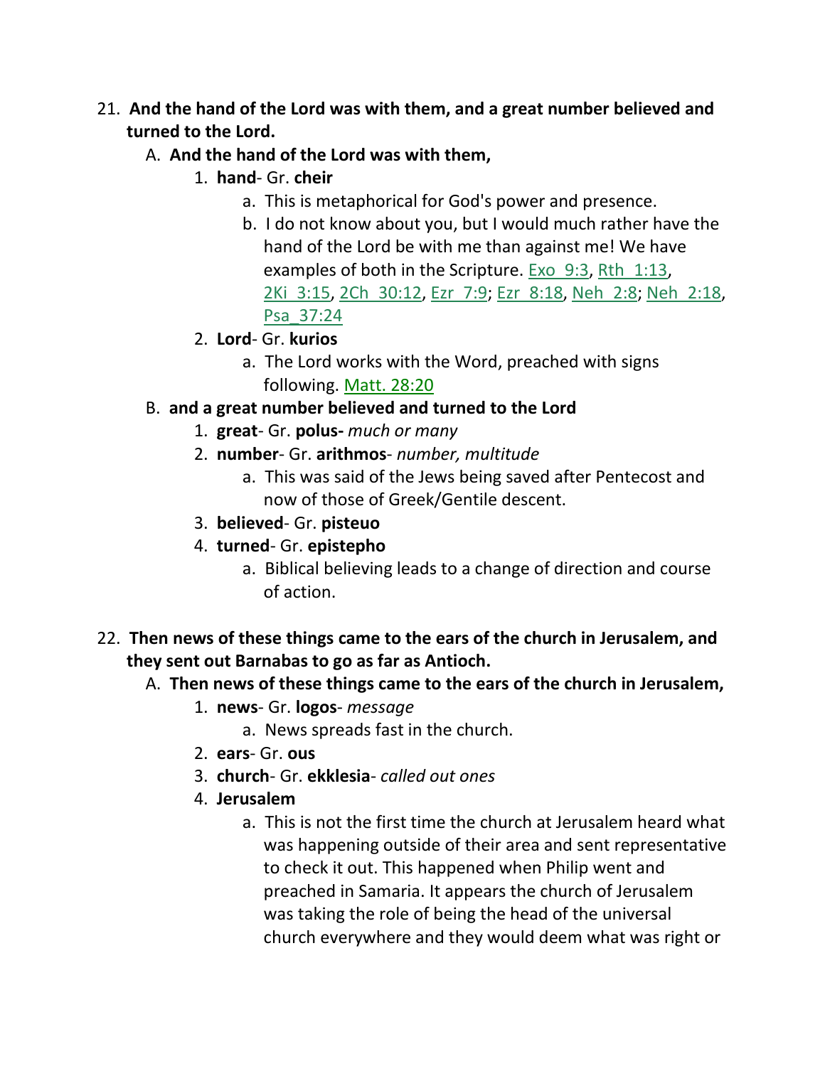21. **And the hand of the Lord was with them, and a great number believed and turned to the Lord.**
    A. **And the hand of the Lord was with them,**
        1. **hand**- Gr. **cheir**
            a. This is metaphorical for God's power and presence.
            b. I do not know about you, but I would much rather have the hand of the Lord be with me than against me! We have examples of both in the Scripture. Exo_9:3, Rth_1:13, 2Ki_3:15, 2Ch_30:12, Ezr_7:9; Ezr_8:18, Neh_2:8; Neh_2:18, Psa_37:24
        2. **Lord**- Gr. **kurios**
            a. The Lord works with the Word, preached with signs following. Matt. 28:20
    B. **and a great number believed and turned to the Lord**
        1. **great**- Gr. **polus-** *much or many*
        2. **number**- Gr. **arithmos**- *number, multitude*
            a. This was said of the Jews being saved after Pentecost and now of those of Greek/Gentile descent.
        3. **believed**- Gr. **pisteuo**
        4. **turned**- Gr. **epistepho**
            a. Biblical believing leads to a change of direction and course of action.

22. **Then news of these things came to the ears of the church in Jerusalem, and they sent out Barnabas to go as far as Antioch.**
    A. **Then news of these things came to the ears of the church in Jerusalem,**
        1. **news**- Gr. **logos**- *message*
            a. News spreads fast in the church.
        2. **ears**- Gr. **ous**
        3. **church**- Gr. **ekklesia**- *called out ones*
        4. **Jerusalem**
            a. This is not the first time the church at Jerusalem heard what was happening outside of their area and sent representative to check it out. This happened when Philip went and preached in Samaria. It appears the church of Jerusalem was taking the role of being the head of the universal church everywhere and they would deem what was right or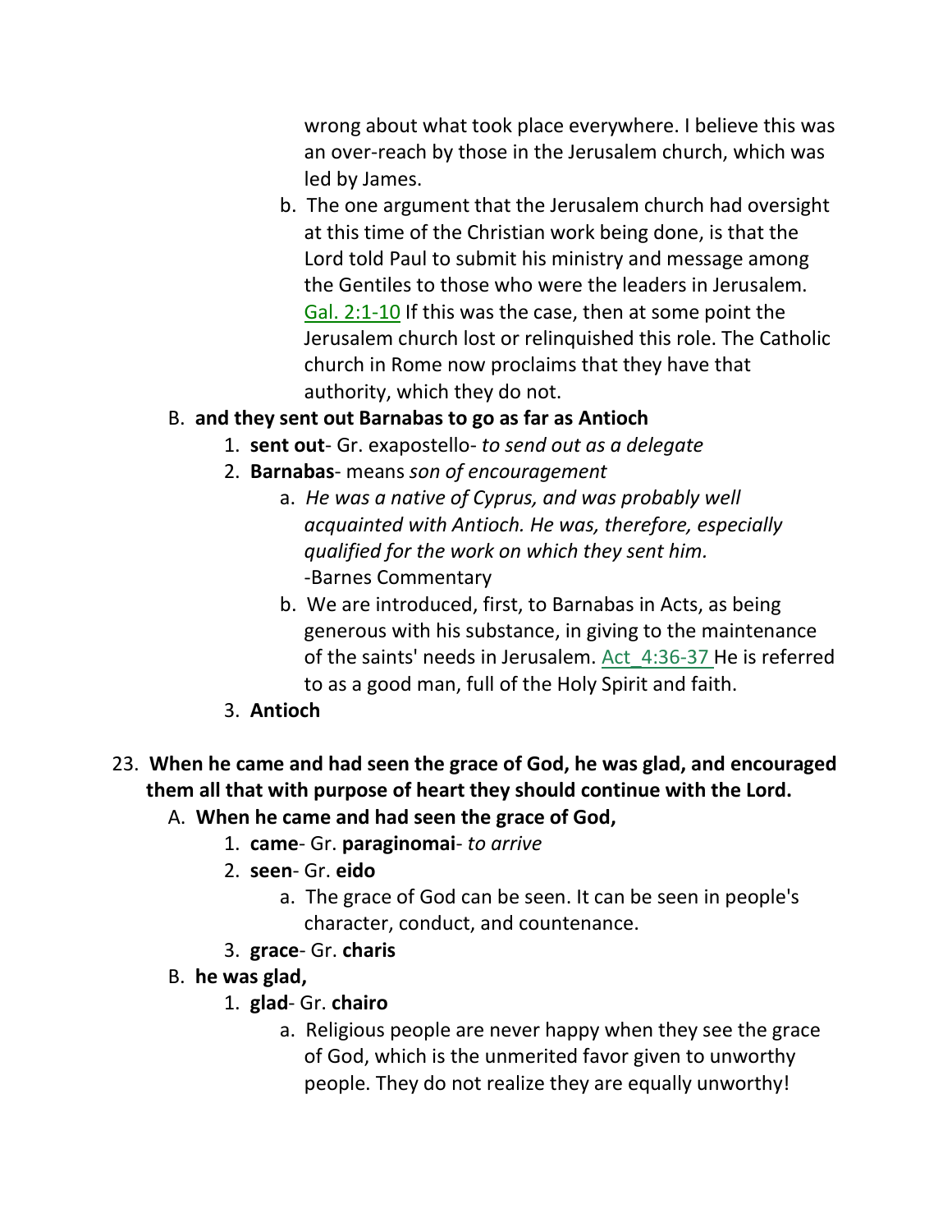wrong about what took place everywhere. I believe this was an over-reach by those in the Jerusalem church, which was led by James.

   b. The one argument that the Jerusalem church had oversight at this time of the Christian work being done, is that the Lord told Paul to submit his ministry and message among the Gentiles to those who were the leaders in Jerusalem. Gal. 2:1-10 If this was the case, then at some point the Jerusalem church lost or relinquished this role. The Catholic church in Rome now proclaims that they have that authority, which they do not.

B. **and they sent out Barnabas to go as far as Antioch**

   1. **sent out**- Gr. exapostello- *to send out as a delegate*
   2. **Barnabas**- means *son of encouragement*
      a. *He was a native of Cyprus, and was probably well acquainted with Antioch. He was, therefore, especially qualified for the work on which they sent him.* -Barnes Commentary
      b. We are introduced, first, to Barnabas in Acts, as being generous with his substance, in giving to the maintenance of the saints' needs in Jerusalem. Act_4:36-37 He is referred to as a good man, full of the Holy Spirit and faith.
   3. **Antioch**

23. **When he came and had seen the grace of God, he was glad, and encouraged them all that with purpose of heart they should continue with the Lord.**

A. **When he came and had seen the grace of God,**

   1. **came**- Gr. **paraginomai**- *to arrive*
   2. **seen**- Gr. **eido**
      a. The grace of God can be seen. It can be seen in people's character, conduct, and countenance.
   3. **grace**- Gr. **charis**

B. **he was glad,**

   1. **glad**- Gr. **chairo**
      a. Religious people are never happy when they see the grace of God, which is the unmerited favor given to unworthy people. They do not realize they are equally unworthy!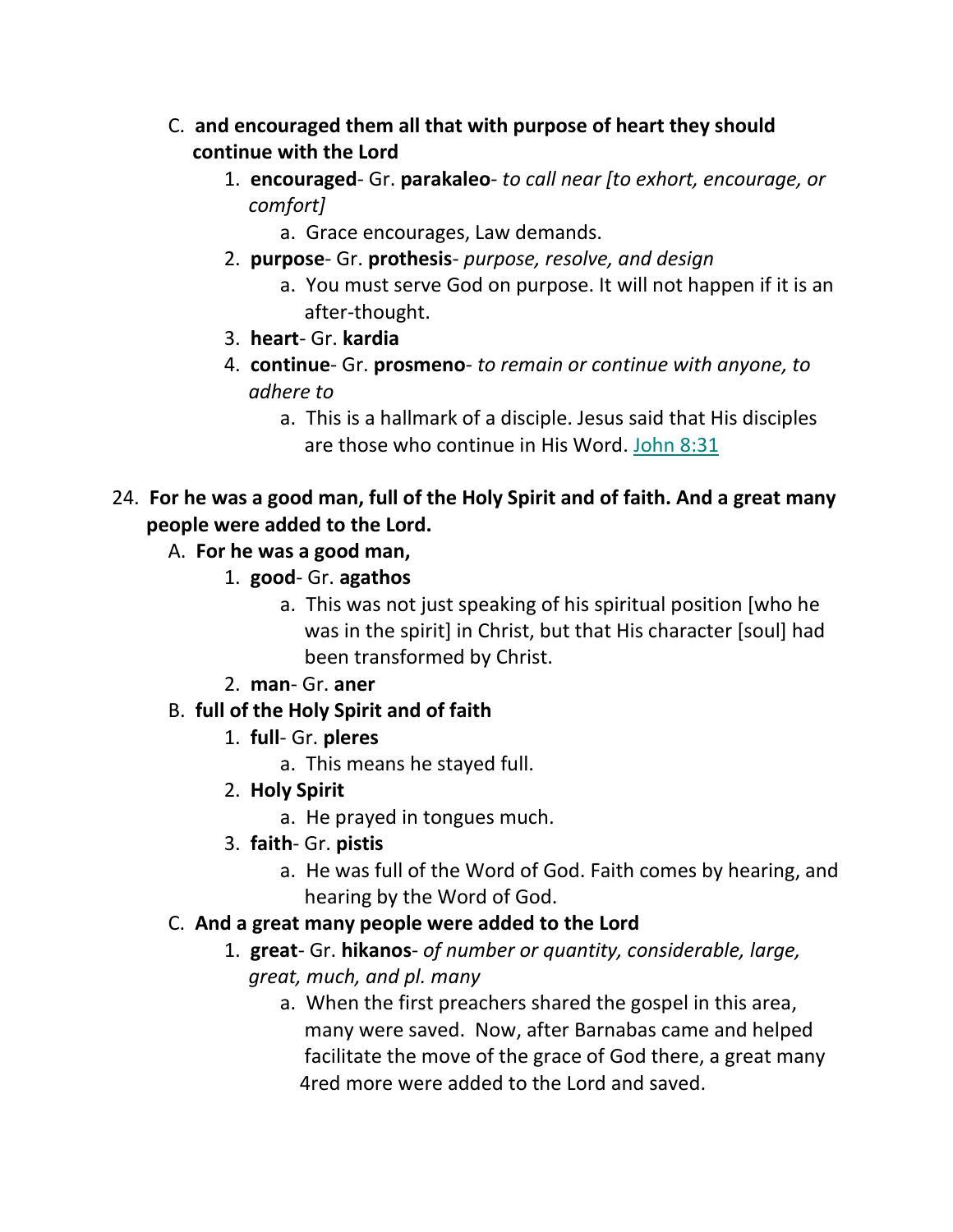C. **and encouraged them all that with purpose of heart they should continue with the Lord**

1. **encouraged**- Gr. **parakaleo**- *to call near [to exhort, encourage, or comfort]*
    a. Grace encourages, Law demands.
2. **purpose**- Gr. **prothesis**- *purpose, resolve, and design*
    a. You must serve God on purpose. It will not happen if it is an after-thought.
3. **heart**- Gr. **kardia**
4. **continue**- Gr. **prosmeno**- *to remain or continue with anyone, to adhere to*
    a. This is a hallmark of a disciple. Jesus said that His disciples are those who continue in His Word. John 8:31

24. **For he was a good man, full of the Holy Spirit and of faith. And a great many people were added to the Lord.**

A. **For he was a good man,**

1. **good**- Gr. **agathos**
    a. This was not just speaking of his spiritual position [who he was in the spirit] in Christ, but that His character [soul] had been transformed by Christ.
2. **man**- Gr. **aner**

B. **full of the Holy Spirit and of faith**

1. **full**- Gr. **pleres**
    a. This means he stayed full.
2. **Holy Spirit**
    a. He prayed in tongues much.
3. **faith**- Gr. **pistis**
    a. He was full of the Word of God. Faith comes by hearing, and hearing by the Word of God.

C. **And a great many people were added to the Lord**

1. **great**- Gr. **hikanos**- *of number or quantity, considerable, large, great, much, and pl. many*
    a. When the first preachers shared the gospel in this area, many were saved. Now, after Barnabas came and helped facilitate the move of the grace of God there, a great many 4red more were added to the Lord and saved.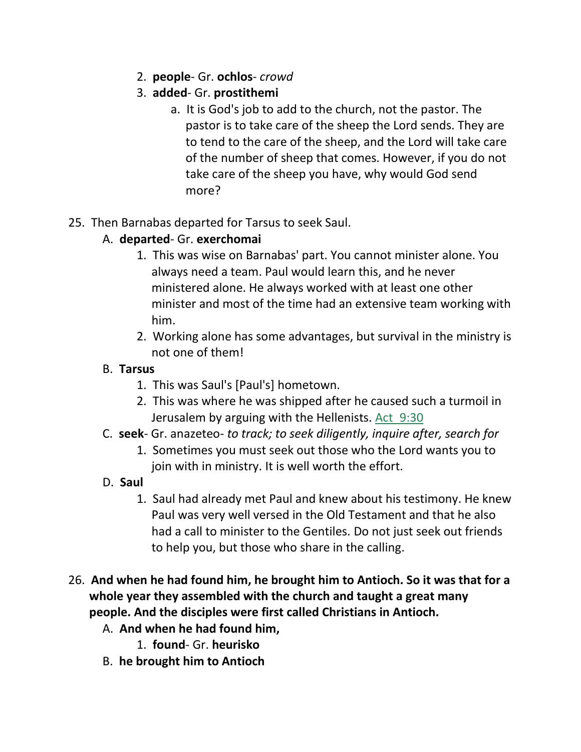2. **people**- Gr. **ochlos**- *crowd*
3. **added**- Gr. **prostithemi**
    a. It is God's job to add to the church, not the pastor. The pastor is to take care of the sheep the Lord sends. They are to tend to the care of the sheep, and the Lord will take care of the number of sheep that comes. However, if you do not take care of the sheep you have, why would God send more?

25. Then Barnabas departed for Tarsus to seek Saul.

A. **departed**- Gr. **exerchomai**
1. This was wise on Barnabas' part. You cannot minister alone. You always need a team. Paul would learn this, and he never ministered alone. He always worked with at least one other minister and most of the time had an extensive team working with him.
2. Working alone has some advantages, but survival in the ministry is not one of them!

B. **Tarsus**
1. This was Saul's [Paul's] hometown.
2. This was where he was shipped after he caused such a turmoil in Jerusalem by arguing with the Hellenists. Act 9:30

C. **seek**- Gr. anazeteo- *to track; to seek diligently, inquire after, search for*
1. Sometimes you must seek out those who the Lord wants you to join with in ministry. It is well worth the effort.

D. **Saul**
1. Saul had already met Paul and knew about his testimony. He knew Paul was very well versed in the Old Testament and that he also had a call to minister to the Gentiles. Do not just seek out friends to help you, but those who share in the calling.

26. **And when he had found him, he brought him to Antioch. So it was that for a whole year they assembled with the church and taught a great many people. And the disciples were first called Christians in Antioch.**

A. **And when he had found him,**
1. **found**- Gr. **heurisko**

B. **he brought him to Antioch**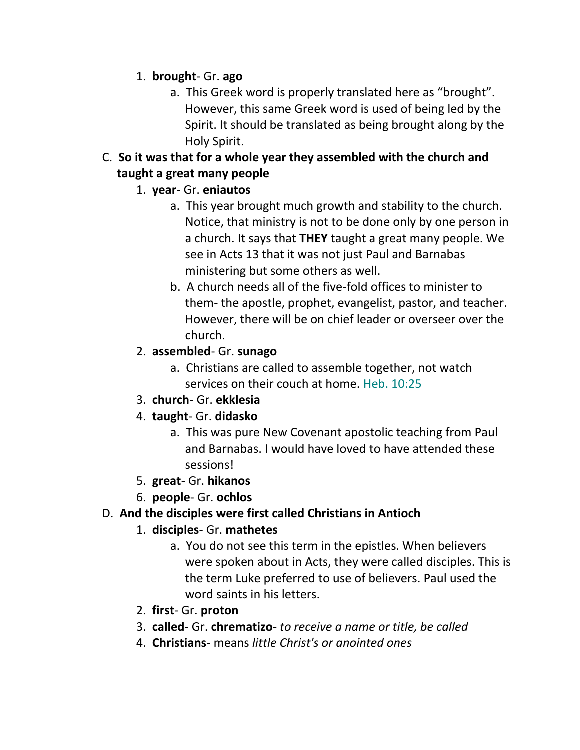1. **brought**- Gr. **ago**
    a. This Greek word is properly translated here as "brought". However, this same Greek word is used of being led by the Spirit. It should be translated as being brought along by the Holy Spirit.

C. **So it was that for a whole year they assembled with the church and taught a great many people**

1. **year**- Gr. **eniautos**
    a. This year brought much growth and stability to the church. Notice, that ministry is not to be done only by one person in a church. It says that **THEY** taught a great many people. We see in Acts 13 that it was not just Paul and Barnabas ministering but some others as well.
    b. A church needs all of the five-fold offices to minister to them- the apostle, prophet, evangelist, pastor, and teacher. However, there will be on chief leader or overseer over the church.
2. **assembled**- Gr. **sunago**
    a. Christians are called to assemble together, not watch services on their couch at home. Heb. 10:25
3. **church**- Gr. **ekklesia**
4. **taught**- Gr. **didasko**
    a. This was pure New Covenant apostolic teaching from Paul and Barnabas. I would have loved to have attended these sessions!
5. **great**- Gr. **hikanos**
6. **people**- Gr. **ochlos**

D. **And the disciples were first called Christians in Antioch**

1. **disciples**- Gr. **mathetes**
    a. You do not see this term in the epistles. When believers were spoken about in Acts, they were called disciples. This is the term Luke preferred to use of believers. Paul used the word saints in his letters.
2. **first**- Gr. **proton**
3. **called**- Gr. **chrematizo**- *to receive a name or title, be called*
4. **Christians**- means *little Christ's or anointed ones*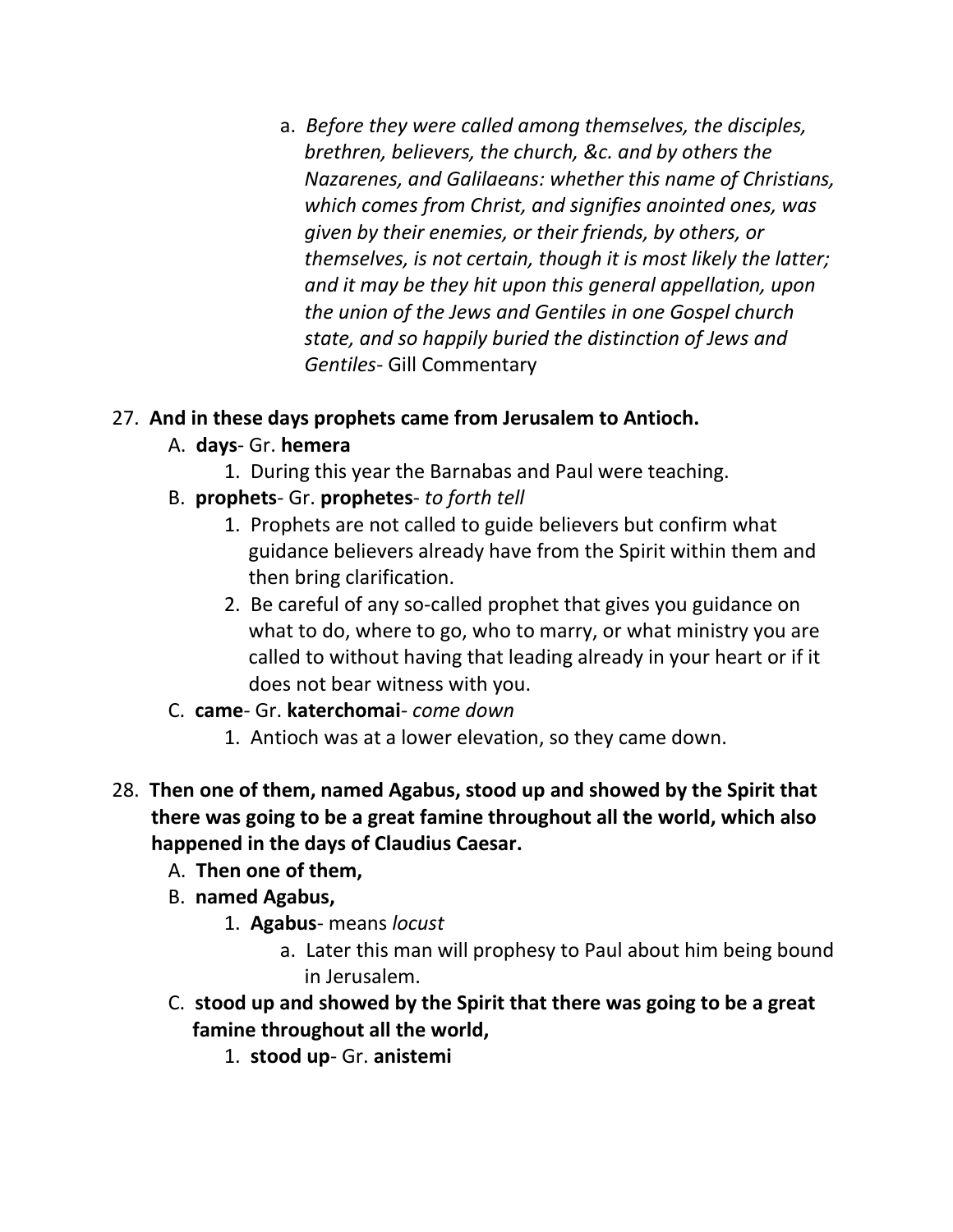a. *Before they were called among themselves, the disciples, brethren, believers, the church, &c. and by others the Nazarenes, and Galilaeans: whether this name of Christians, which comes from Christ, and signifies anointed ones, was given by their enemies, or their friends, by others, or themselves, is not certain, though it is most likely the latter; and it may be they hit upon this general appellation, upon the union of the Jews and Gentiles in one Gospel church state, and so happily buried the distinction of Jews and Gentiles*- Gill Commentary

27. **And in these days prophets came from Jerusalem to Antioch.**
    A. **days**- Gr. **hemera**
        1. During this year the Barnabas and Paul were teaching.
    B. **prophets**- Gr. **prophetes**- *to forth tell*
        1. Prophets are not called to guide believers but confirm what guidance believers already have from the Spirit within them and then bring clarification.
        2. Be careful of any so-called prophet that gives you guidance on what to do, where to go, who to marry, or what ministry you are called to without having that leading already in your heart or if it does not bear witness with you.
    C. **came**- Gr. **katerchomai**- *come down*
        1. Antioch was at a lower elevation, so they came down.

28. **Then one of them, named Agabus, stood up and showed by the Spirit that there was going to be a great famine throughout all the world, which also happened in the days of Claudius Caesar.**
    A. **Then one of them,**
    B. **named Agabus,**
        1. **Agabus**- means *locust*
            a. Later this man will prophesy to Paul about him being bound in Jerusalem.
    C. **stood up and showed by the Spirit that there was going to be a great famine throughout all the world,**
        1. **stood up**- Gr. **anistemi**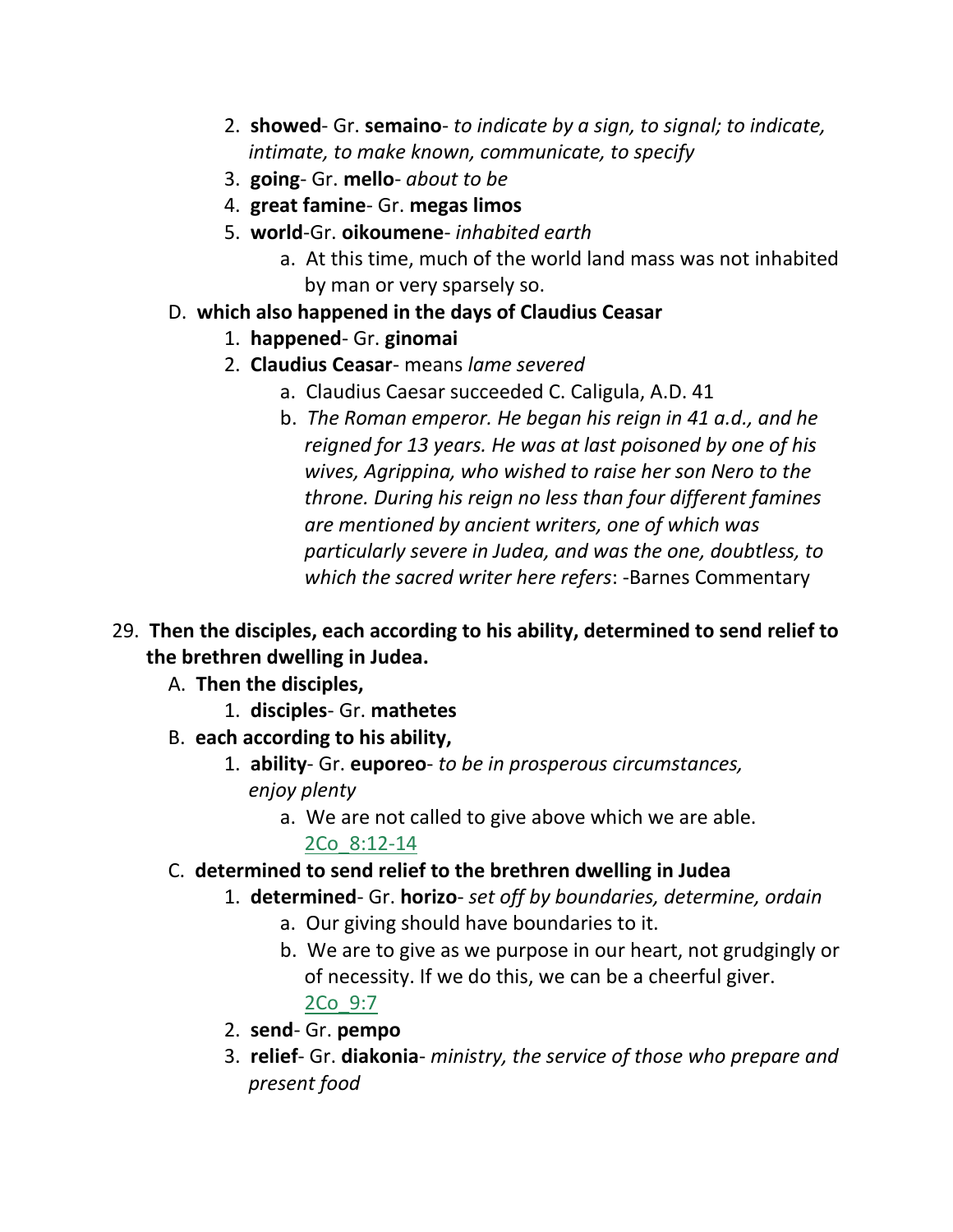2. **showed**- Gr. **semaino**- *to indicate by a sign, to signal; to indicate, intimate, to make known, communicate, to specify*
3. **going**- Gr. **mello**- *about to be*
4. **great famine**- Gr. **megas limos**
5. **world**-Gr. **oikoumene**- *inhabited earth*
    a. At this time, much of the world land mass was not inhabited by man or very sparsely so.

D. **which also happened in the days of Claudius Ceasar**
1. **happened**- Gr. **ginomai**
2. **Claudius Ceasar**- means *lame severed*
    a. Claudius Caesar succeeded C. Caligula, A.D. 41
    b. *The Roman emperor. He began his reign in 41 a.d., and he reigned for 13 years. He was at last poisoned by one of his wives, Agrippina, who wished to raise her son Nero to the throne. During his reign no less than four different famines are mentioned by ancient writers, one of which was particularly severe in Judea, and was the one, doubtless, to which the sacred writer here refers*: -Barnes Commentary

29. **Then the disciples, each according to his ability, determined to send relief to the brethren dwelling in Judea.**

A. **Then the disciples,**
1. **disciples**- Gr. **mathetes**

B. **each according to his ability,**
1. **ability**- Gr. **euporeo**- *to be in prosperous circumstances, enjoy plenty*
    a. We are not called to give above which we are able. 2Co_8:12-14

C. **determined to send relief to the brethren dwelling in Judea**
1. **determined**- Gr. **horizo**- *set off by boundaries, determine, ordain*
    a. Our giving should have boundaries to it.
    b. We are to give as we purpose in our heart, not grudgingly or of necessity. If we do this, we can be a cheerful giver. 2Co_9:7
2. **send**- Gr. **pempo**
3. **relief**- Gr. **diakonia**- *ministry, the service of those who prepare and present food*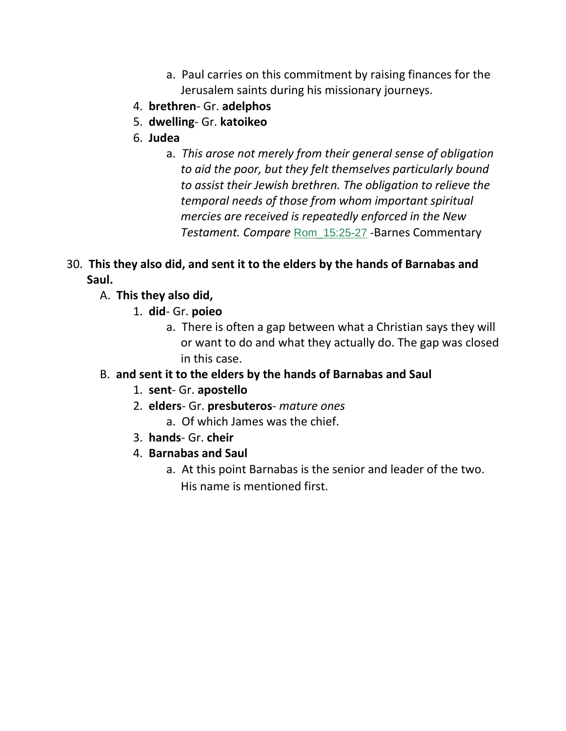a. Paul carries on this commitment by raising finances for the Jerusalem saints during his missionary journeys.

4. **brethren**- Gr. **adelphos**
5. **dwelling**- Gr. **katoikeo**
6. **Judea**
    a. *This arose not merely from their general sense of obligation to aid the poor, but they felt themselves particularly bound to assist their Jewish brethren. The obligation to relieve the temporal needs of those from whom important spiritual mercies are received is repeatedly enforced in the New Testament. Compare* Rom_15:25-27 -Barnes Commentary

30. **This they also did, and sent it to the elders by the hands of Barnabas and Saul.**

A. **This they also did,**

1. **did**- Gr. **poieo**
    a. There is often a gap between what a Christian says they will or want to do and what they actually do. The gap was closed in this case.

B. **and sent it to the elders by the hands of Barnabas and Saul**

1. **sent**- Gr. **apostello**
2. **elders**- Gr. **presbuteros**- *mature ones*
    a. Of which James was the chief.
3. **hands**- Gr. **cheir**
4. **Barnabas and Saul**
    a. At this point Barnabas is the senior and leader of the two. His name is mentioned first.